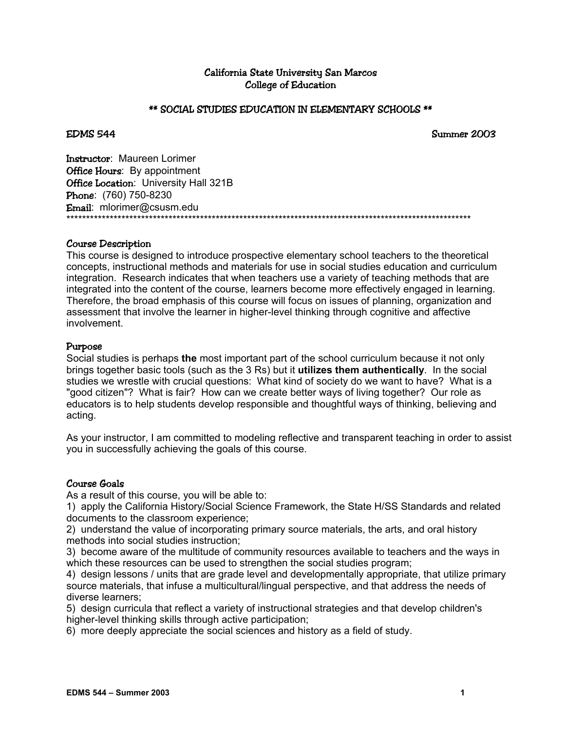# California State University San Marcos
## College of Education

### ** SOCIAL STUDIES EDUCATION IN ELEMENTARY SCHOOLS **

**EDMS 544** | **Summer 2003**

**Instructor**: Maureen Lorimer
**Office Hours**: By appointment
**Office Location**: University Hall 321B
**Phone**: (760) 750-8230
**Email**: mlorimer@csusm.edu

*******************************************************************************************************

### Course Description

This course is designed to introduce prospective elementary school teachers to the theoretical concepts, instructional methods and materials for use in social studies education and curriculum integration. Research indicates that when teachers use a variety of teaching methods that are integrated into the content of the course, learners become more effectively engaged in learning. Therefore, the broad emphasis of this course will focus on issues of planning, organization and assessment that involve the learner in higher-level thinking through cognitive and affective involvement.

### Purpose

Social studies is perhaps **the** most important part of the school curriculum because it not only brings together basic tools (such as the 3 Rs) but it **utilizes them authentically**. In the social studies we wrestle with crucial questions: What kind of society do we want to have? What is a "good citizen"? What is fair? How can we create better ways of living together? Our role as educators is to help students develop responsible and thoughtful ways of thinking, believing and acting.

As your instructor, I am committed to modeling reflective and transparent teaching in order to assist you in successfully achieving the goals of this course.

### Course Goals

As a result of this course, you will be able to:

1) apply the California History/Social Science Framework, the State H/SS Standards and related documents to the classroom experience;
2) understand the value of incorporating primary source materials, the arts, and oral history methods into social studies instruction;
3) become aware of the multitude of community resources available to teachers and the ways in which these resources can be used to strengthen the social studies program;
4) design lessons / units that are grade level and developmentally appropriate, that utilize primary source materials, that infuse a multicultural/lingual perspective, and that address the needs of diverse learners;
5) design curricula that reflect a variety of instructional strategies and that develop children's higher-level thinking skills through active participation;
6) more deeply appreciate the social sciences and history as a field of study.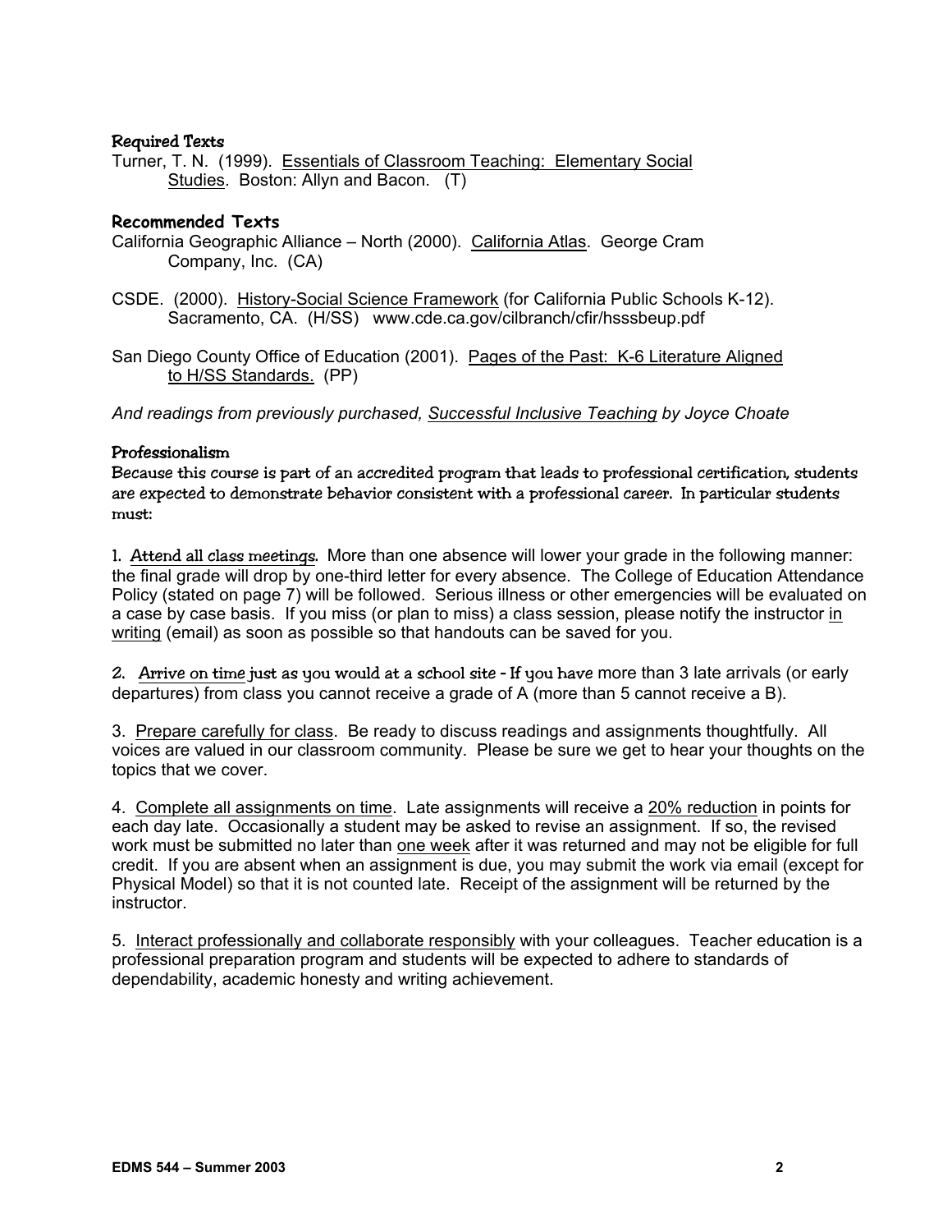### Required Texts

Turner, T. N. (1999). Essentials of Classroom Teaching: Elementary Social Studies. Boston: Allyn and Bacon. (T)

### Recommended Texts

California Geographic Alliance – North (2000). California Atlas. George Cram Company, Inc. (CA)

CSDE. (2000). History-Social Science Framework (for California Public Schools K-12). Sacramento, CA. (H/SS) www.cde.ca.gov/cilbranch/cfir/hsssbeup.pdf

San Diego County Office of Education (2001). Pages of the Past: K-6 Literature Aligned to H/SS Standards. (PP)

*And readings from previously purchased, Successful Inclusive Teaching by Joyce Choate*

### Professionalism

Because this course is part of an accredited program that leads to professional certification, students are expected to demonstrate behavior consistent with a professional career. In particular students must:

1. Attend all class meetings. More than one absence will lower your grade in the following manner: the final grade will drop by one-third letter for every absence. The College of Education Attendance Policy (stated on page 7) will be followed. Serious illness or other emergencies will be evaluated on a case by case basis. If you miss (or plan to miss) a class session, please notify the instructor in writing (email) as soon as possible so that handouts can be saved for you.

2. Arrive on time just as you would at a school site - If you have more than 3 late arrivals (or early departures) from class you cannot receive a grade of A (more than 5 cannot receive a B).

3. Prepare carefully for class. Be ready to discuss readings and assignments thoughtfully. All voices are valued in our classroom community. Please be sure we get to hear your thoughts on the topics that we cover.

4. Complete all assignments on time. Late assignments will receive a 20% reduction in points for each day late. Occasionally a student may be asked to revise an assignment. If so, the revised work must be submitted no later than one week after it was returned and may not be eligible for full credit. If you are absent when an assignment is due, you may submit the work via email (except for Physical Model) so that it is not counted late. Receipt of the assignment will be returned by the instructor.

5. Interact professionally and collaborate responsibly with your colleagues. Teacher education is a professional preparation program and students will be expected to adhere to standards of dependability, academic honesty and writing achievement.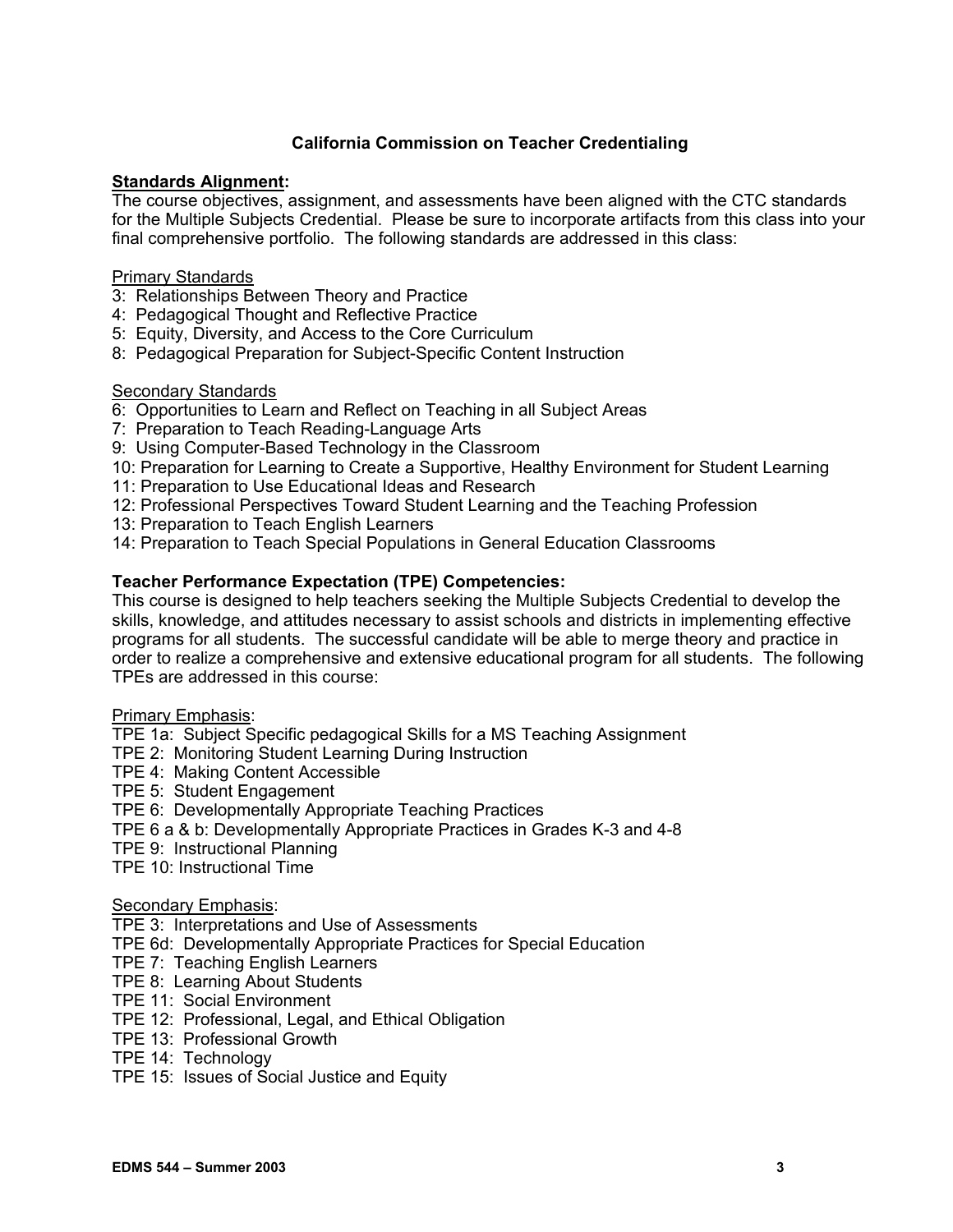## California Commission on Teacher Credentialing

**Standards Alignment:**
The course objectives, assignment, and assessments have been aligned with the CTC standards for the Multiple Subjects Credential. Please be sure to incorporate artifacts from this class into your final comprehensive portfolio. The following standards are addressed in this class:

Primary Standards
3: Relationships Between Theory and Practice
4: Pedagogical Thought and Reflective Practice
5: Equity, Diversity, and Access to the Core Curriculum
8: Pedagogical Preparation for Subject-Specific Content Instruction

Secondary Standards
6: Opportunities to Learn and Reflect on Teaching in all Subject Areas
7: Preparation to Teach Reading-Language Arts
9: Using Computer-Based Technology in the Classroom
10: Preparation for Learning to Create a Supportive, Healthy Environment for Student Learning
11: Preparation to Use Educational Ideas and Research
12: Professional Perspectives Toward Student Learning and the Teaching Profession
13: Preparation to Teach English Learners
14: Preparation to Teach Special Populations in General Education Classrooms

**Teacher Performance Expectation (TPE) Competencies:**
This course is designed to help teachers seeking the Multiple Subjects Credential to develop the skills, knowledge, and attitudes necessary to assist schools and districts in implementing effective programs for all students. The successful candidate will be able to merge theory and practice in order to realize a comprehensive and extensive educational program for all students. The following TPEs are addressed in this course:

Primary Emphasis:
TPE 1a: Subject Specific pedagogical Skills for a MS Teaching Assignment
TPE 2: Monitoring Student Learning During Instruction
TPE 4: Making Content Accessible
TPE 5: Student Engagement
TPE 6: Developmentally Appropriate Teaching Practices
TPE 6 a & b: Developmentally Appropriate Practices in Grades K-3 and 4-8
TPE 9: Instructional Planning
TPE 10: Instructional Time

Secondary Emphasis:
TPE 3: Interpretations and Use of Assessments
TPE 6d: Developmentally Appropriate Practices for Special Education
TPE 7: Teaching English Learners
TPE 8: Learning About Students
TPE 11: Social Environment
TPE 12: Professional, Legal, and Ethical Obligation
TPE 13: Professional Growth
TPE 14: Technology
TPE 15: Issues of Social Justice and Equity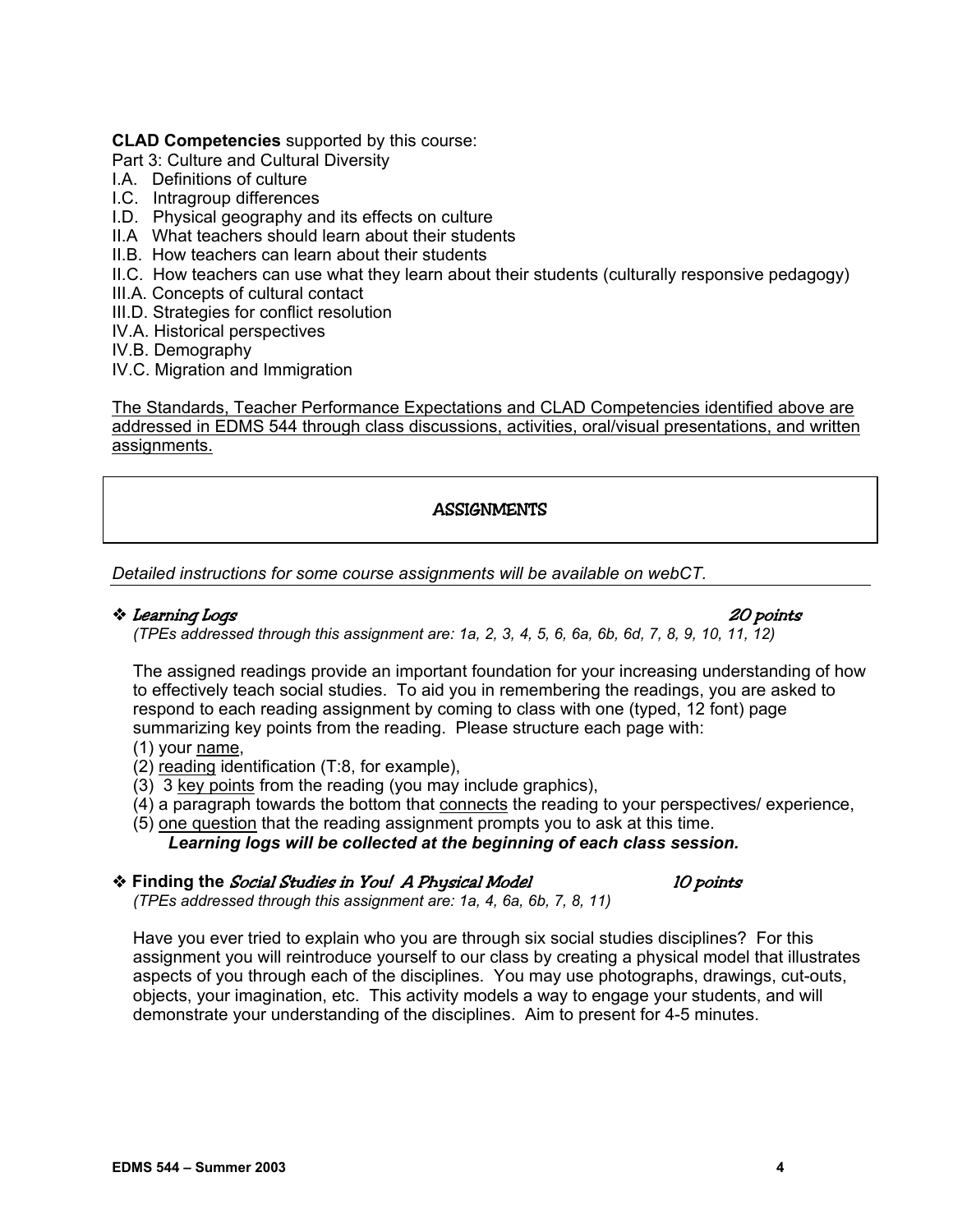**CLAD Competencies** supported by this course:

Part 3: Culture and Cultural Diversity

I.A. Definitions of culture
I.C. Intragroup differences
I.D. Physical geography and its effects on culture
II.A What teachers should learn about their students
II.B. How teachers can learn about their students
II.C. How teachers can use what they learn about their students (culturally responsive pedagogy)
III.A. Concepts of cultural contact
III.D. Strategies for conflict resolution
IV.A. Historical perspectives
IV.B. Demography
IV.C. Migration and Immigration

<u>The Standards, Teacher Performance Expectations and CLAD Competencies identified above are addressed in EDMS 544 through class discussions, activities, oral/visual presentations, and written assignments.</u>

## ASSIGNMENTS

*Detailed instructions for some course assignments will be available on webCT.*

### ❖ *Learning Logs* — *20 points*

*(TPEs addressed through this assignment are: 1a, 2, 3, 4, 5, 6, 6a, 6b, 6d, 7, 8, 9, 10, 11, 12)*

The assigned readings provide an important foundation for your increasing understanding of how to effectively teach social studies. To aid you in remembering the readings, you are asked to respond to each reading assignment by coming to class with one (typed, 12 font) page summarizing key points from the reading. Please structure each page with:

(1) your <u>name</u>,
(2) <u>reading</u> identification (T:8, for example),
(3) 3 <u>key points</u> from the reading (you may include graphics),
(4) a paragraph towards the bottom that <u>connects</u> the reading to your perspectives/ experience,
(5) <u>one question</u> that the reading assignment prompts you to ask at this time.

***Learning logs will be collected at the beginning of each class session.***

### ❖ **Finding the** *Social Studies in You! A Physical Model* — *10 points*

*(TPEs addressed through this assignment are: 1a, 4, 6a, 6b, 7, 8, 11)*

Have you ever tried to explain who you are through six social studies disciplines? For this assignment you will reintroduce yourself to our class by creating a physical model that illustrates aspects of you through each of the disciplines. You may use photographs, drawings, cut-outs, objects, your imagination, etc. This activity models a way to engage your students, and will demonstrate your understanding of the disciplines. Aim to present for 4-5 minutes.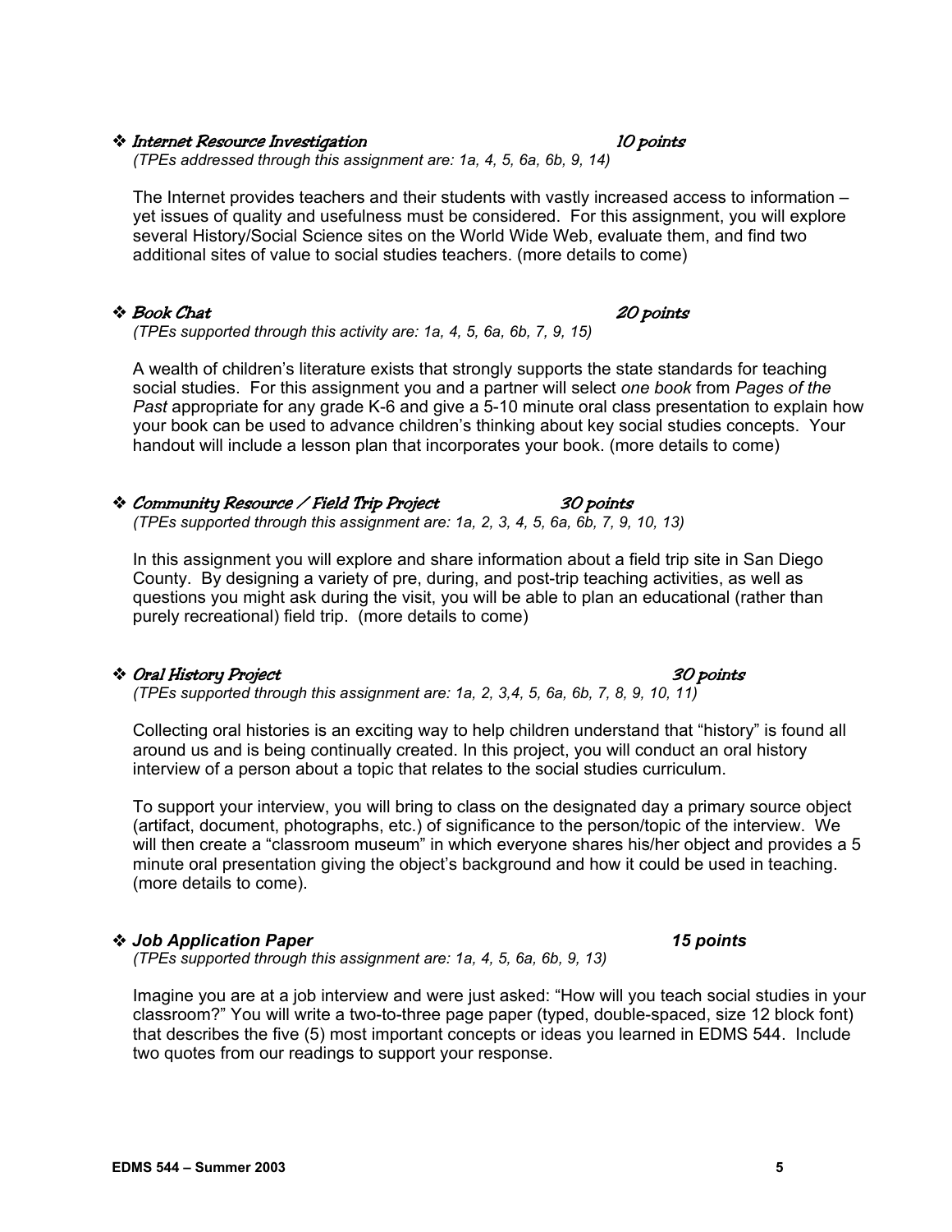- ***Internet Resource Investigation*** ***10 points***
  *(TPEs addressed through this assignment are: 1a, 4, 5, 6a, 6b, 9, 14)*

  The Internet provides teachers and their students with vastly increased access to information – yet issues of quality and usefulness must be considered. For this assignment, you will explore several History/Social Science sites on the World Wide Web, evaluate them, and find two additional sites of value to social studies teachers. (more details to come)

- ***Book Chat*** ***20 points***
  *(TPEs supported through this activity are: 1a, 4, 5, 6a, 6b, 7, 9, 15)*

  A wealth of children's literature exists that strongly supports the state standards for teaching social studies. For this assignment you and a partner will select *one book* from *Pages of the Past* appropriate for any grade K-6 and give a 5-10 minute oral class presentation to explain how your book can be used to advance children's thinking about key social studies concepts. Your handout will include a lesson plan that incorporates your book. (more details to come)

- ***Community Resource / Field Trip Project*** ***30 points***
  *(TPEs supported through this assignment are: 1a, 2, 3, 4, 5, 6a, 6b, 7, 9, 10, 13)*

  In this assignment you will explore and share information about a field trip site in San Diego County. By designing a variety of pre, during, and post-trip teaching activities, as well as questions you might ask during the visit, you will be able to plan an educational (rather than purely recreational) field trip. (more details to come)

- ***Oral History Project*** ***30 points***
  *(TPEs supported through this assignment are: 1a, 2, 3,4, 5, 6a, 6b, 7, 8, 9, 10, 11)*

  Collecting oral histories is an exciting way to help children understand that "history" is found all around us and is being continually created. In this project, you will conduct an oral history interview of a person about a topic that relates to the social studies curriculum.

  To support your interview, you will bring to class on the designated day a primary source object (artifact, document, photographs, etc.) of significance to the person/topic of the interview. We will then create a "classroom museum" in which everyone shares his/her object and provides a 5 minute oral presentation giving the object's background and how it could be used in teaching. (more details to come).

- ***Job Application Paper*** ***15 points***
  *(TPEs supported through this assignment are: 1a, 4, 5, 6a, 6b, 9, 13)*

  Imagine you are at a job interview and were just asked: "How will you teach social studies in your classroom?" You will write a two-to-three page paper (typed, double-spaced, size 12 block font) that describes the five (5) most important concepts or ideas you learned in EDMS 544. Include two quotes from our readings to support your response.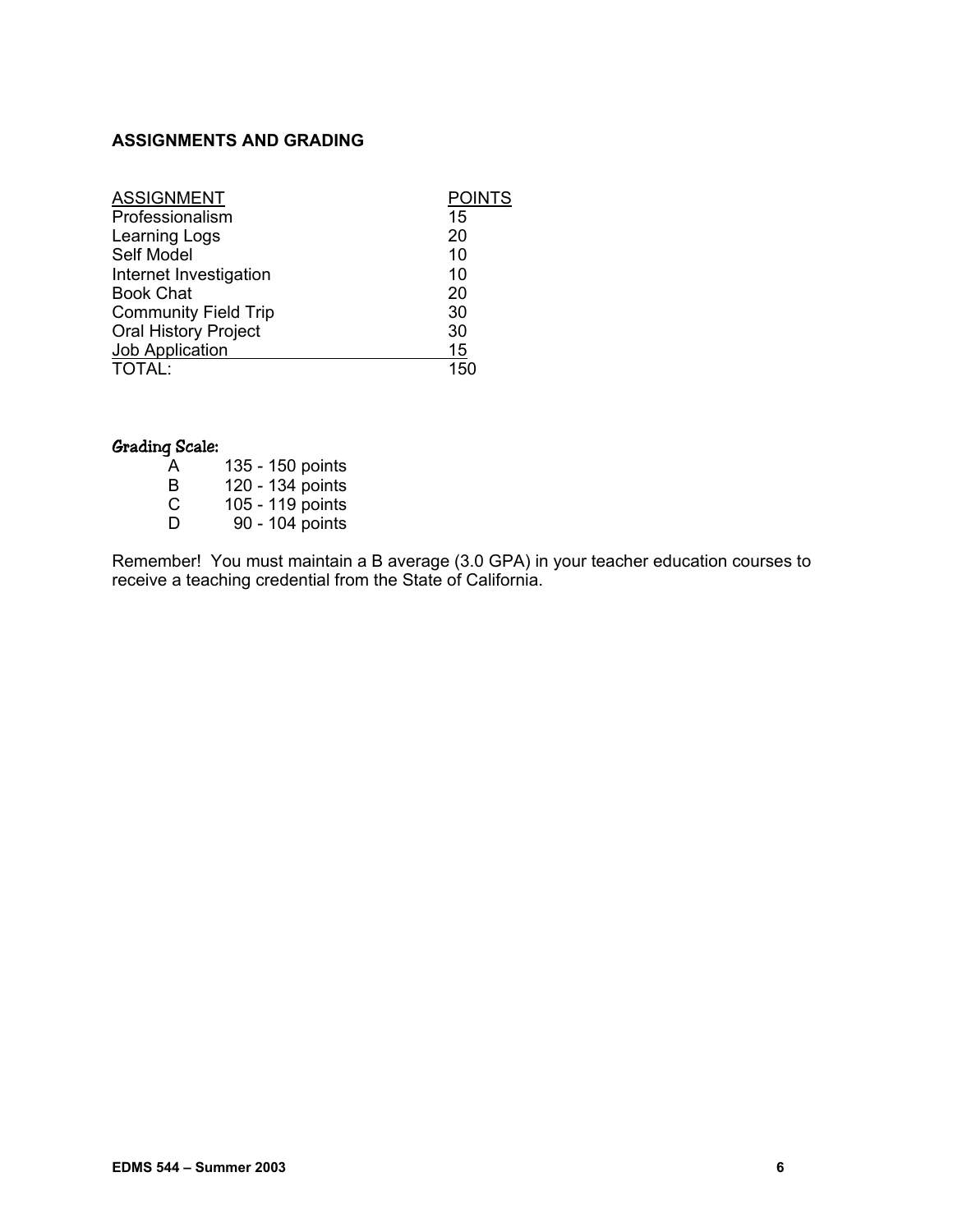## ASSIGNMENTS AND GRADING

| ASSIGNMENT | POINTS |
| --- | --- |
| Professionalism | 15 |
| Learning Logs | 20 |
| Self Model | 10 |
| Internet Investigation | 10 |
| Book Chat | 20 |
| Community Field Trip | 30 |
| Oral History Project | 30 |
| Job Application | 15 |
| TOTAL: | 150 |

**Grading Scale:**

| | |
| --- | --- |
| A | 135 - 150 points |
| B | 120 - 134 points |
| C | 105 - 119 points |
| D | 90 - 104 points |

Remember! You must maintain a B average (3.0 GPA) in your teacher education courses to receive a teaching credential from the State of California.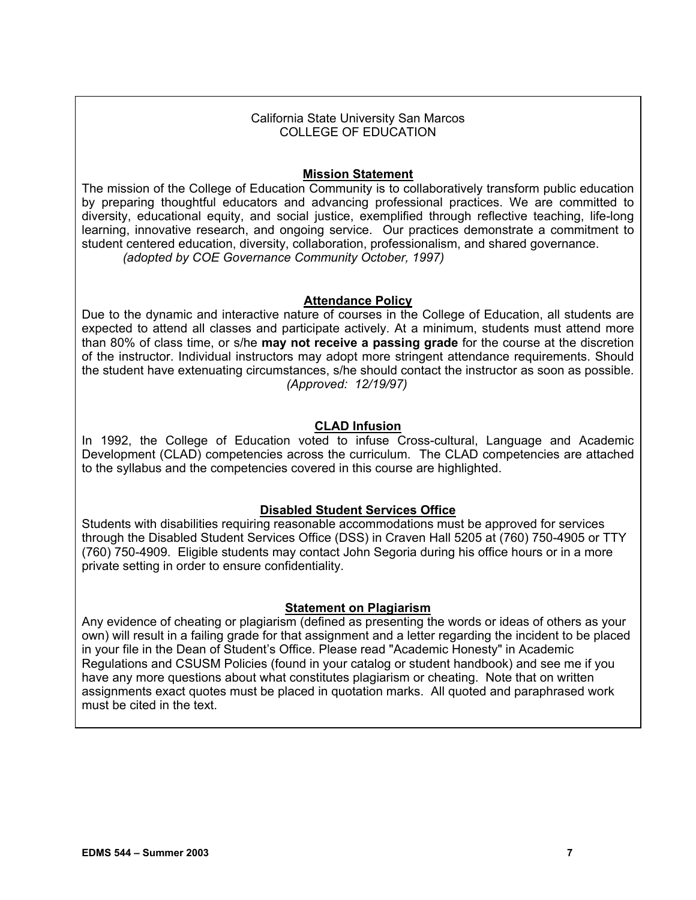California State University San Marcos
COLLEGE OF EDUCATION

## Mission Statement

The mission of the College of Education Community is to collaboratively transform public education by preparing thoughtful educators and advancing professional practices. We are committed to diversity, educational equity, and social justice, exemplified through reflective teaching, life-long learning, innovative research, and ongoing service. Our practices demonstrate a commitment to student centered education, diversity, collaboration, professionalism, and shared governance.
*(adopted by COE Governance Community October, 1997)*

## Attendance Policy

Due to the dynamic and interactive nature of courses in the College of Education, all students are expected to attend all classes and participate actively. At a minimum, students must attend more than 80% of class time, or s/he **may not receive a passing grade** for the course at the discretion of the instructor. Individual instructors may adopt more stringent attendance requirements. Should the student have extenuating circumstances, s/he should contact the instructor as soon as possible.
*(Approved: 12/19/97)*

## CLAD Infusion

In 1992, the College of Education voted to infuse Cross-cultural, Language and Academic Development (CLAD) competencies across the curriculum. The CLAD competencies are attached to the syllabus and the competencies covered in this course are highlighted.

## Disabled Student Services Office

Students with disabilities requiring reasonable accommodations must be approved for services through the Disabled Student Services Office (DSS) in Craven Hall 5205 at (760) 750-4905 or TTY (760) 750-4909. Eligible students may contact John Segoria during his office hours or in a more private setting in order to ensure confidentiality.

## Statement on Plagiarism

Any evidence of cheating or plagiarism (defined as presenting the words or ideas of others as your own) will result in a failing grade for that assignment and a letter regarding the incident to be placed in your file in the Dean of Student's Office. Please read "Academic Honesty" in Academic Regulations and CSUSM Policies (found in your catalog or student handbook) and see me if you have any more questions about what constitutes plagiarism or cheating. Note that on written assignments exact quotes must be placed in quotation marks. All quoted and paraphrased work must be cited in the text.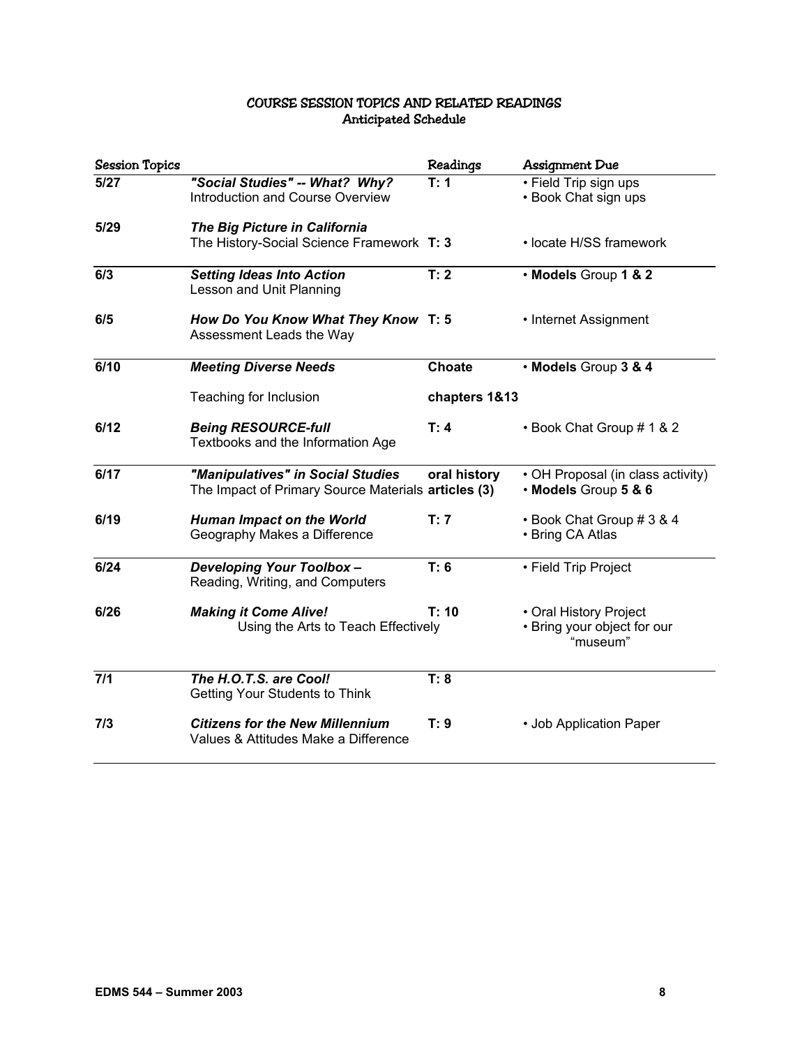# COURSE SESSION TOPICS AND RELATED READINGS

## Anticipated Schedule

| Session Topics | | Readings | Assignment Due |
|---|---|---|---|
| **5/27** | ***"Social Studies" -- What? Why?*** Introduction and Course Overview | **T: 1** | • Field Trip sign ups • Book Chat sign ups |
| **5/29** | ***The Big Picture in California*** The History-Social Science Framework | **T: 3** | • locate H/SS framework |
| **6/3** | ***Setting Ideas Into Action*** Lesson and Unit Planning | **T: 2** | • **Models** Group **1 & 2** |
| **6/5** | ***How Do You Know What They Know*** Assessment Leads the Way | **T: 5** | • Internet Assignment |
| **6/10** | ***Meeting Diverse Needs*** Teaching for Inclusion | **Choate chapters 1&13** | • **Models** Group **3 & 4** |
| **6/12** | ***Being RESOURCE-full*** Textbooks and the Information Age | **T: 4** | • Book Chat Group # 1 & 2 |
| **6/17** | ***"Manipulatives" in Social Studies*** The Impact of Primary Source Materials | **oral history articles (3)** | • OH Proposal (in class activity) • **Models** Group **5 & 6** |
| **6/19** | ***Human Impact on the World*** Geography Makes a Difference | **T: 7** | • Book Chat Group # 3 & 4 • Bring CA Atlas |
| **6/24** | ***Developing Your Toolbox –*** Reading, Writing, and Computers | **T: 6** | • Field Trip Project |
| **6/26** | ***Making it Come Alive!*** Using the Arts to Teach Effectively | **T: 10** | • Oral History Project • Bring your object for our "museum" |
| **7/1** | ***The H.O.T.S. are Cool!*** Getting Your Students to Think | **T: 8** | |
| **7/3** | ***Citizens for the New Millennium*** Values & Attitudes Make a Difference | **T: 9** | • Job Application Paper |